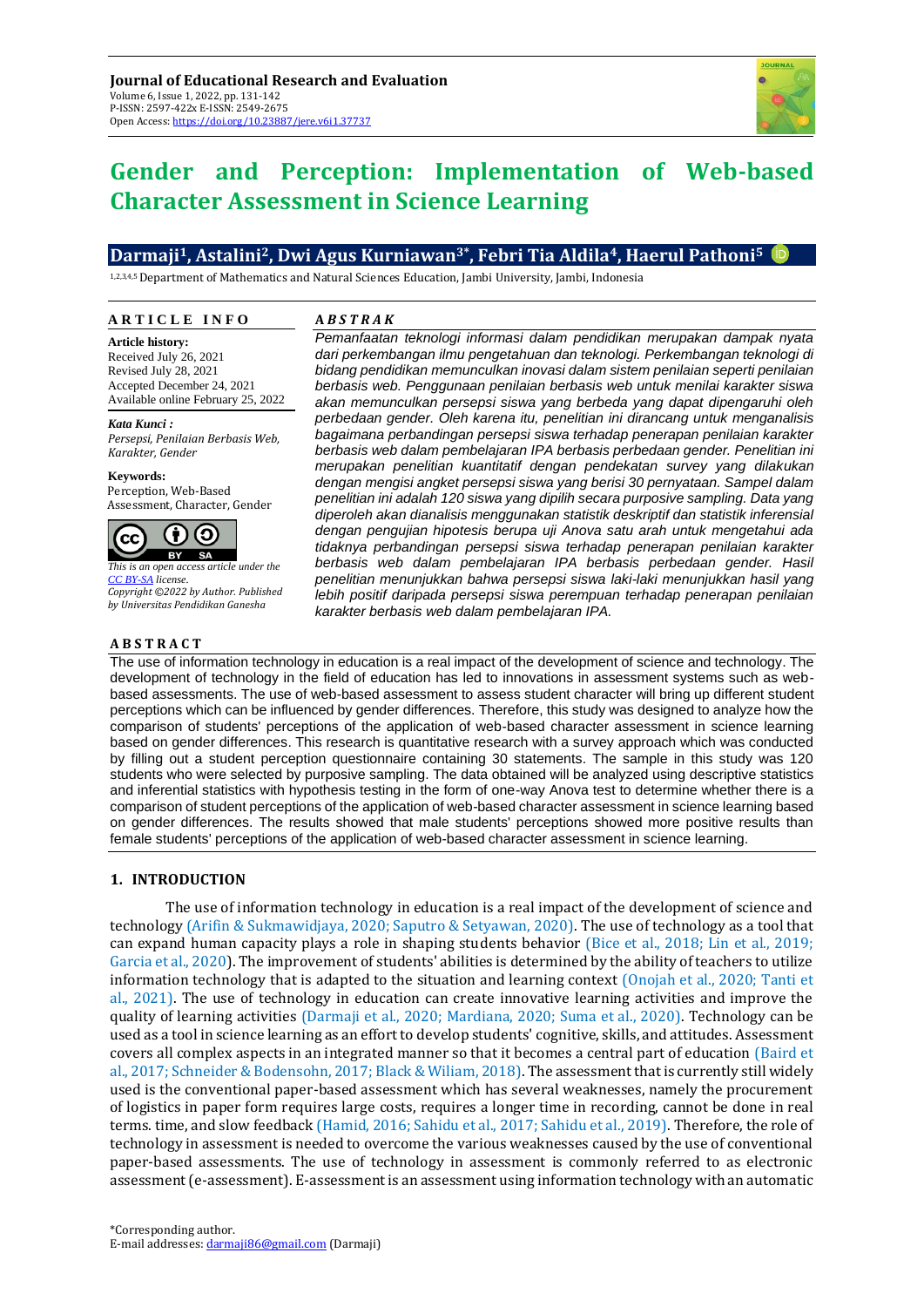**Journal of Educational Research and Evaluation**
Volume 6, Issue 1, 2022, pp. 131-142
P-ISSN: 2597-422x E-ISSN: 2549-2675
Open Access: https://doi.org/10.23887/jere.v6i1.37737

# Gender and Perception: Implementation of Web-based Character Assessment in Science Learning

**Darmaji[1], Astalini[2], Dwi Agus Kurniawan[3*], Febri Tia Aldila[4], Haerul Pathoni[5]**

[1,2,3,4,5] Department of Mathematics and Natural Sciences Education, Jambi University, Jambi, Indonesia

**ARTICLE INFO**

**Article history:**
Received July 26, 2021
Revised July 28, 2021
Accepted December 24, 2021
Available online February 25, 2022

***Kata Kunci :***
*Persepsi, Penilaian Berbasis Web, Karakter, Gender*

**Keywords:**
Perception, Web-Based Assessment, Character, Gender

*This is an open access article under the CC BY-SA license.*
*Copyright ©2022 by Author. Published by Universitas Pendidikan Ganesha*

***ABSTRAK***

*Pemanfaatan teknologi informasi dalam pendidikan merupakan dampak nyata dari perkembangan ilmu pengetahuan dan teknologi. Perkembangan teknologi di bidang pendidikan memunculkan inovasi dalam sistem penilaian seperti penilaian berbasis web. Penggunaan penilaian berbasis web untuk menilai karakter siswa akan memunculkan persepsi siswa yang berbeda yang dapat dipengaruhi oleh perbedaan gender. Oleh karena itu, penelitian ini dirancang untuk menganalisis bagaimana perbandingan persepsi siswa terhadap penerapan penilaian karakter berbasis web dalam pembelajaran IPA berbasis perbedaan gender. Penelitian ini merupakan penelitian kuantitatif dengan pendekatan survey yang dilakukan dengan mengisi angket persepsi siswa yang berisi 30 pernyataan. Sampel dalam penelitian ini adalah 120 siswa yang dipilih secara purposive sampling. Data yang diperoleh akan dianalisis menggunakan statistik deskriptif dan statistik inferensial dengan pengujian hipotesis berupa uji Anova satu arah untuk mengetahui ada tidaknya perbandingan persepsi siswa terhadap penerapan penilaian karakter berbasis web dalam pembelajaran IPA berbasis perbedaan gender. Hasil penelitian menunjukkan bahwa persepsi siswa laki-laki menunjukkan hasil yang lebih positif daripada persepsi siswa perempuan terhadap penerapan penilaian karakter berbasis web dalam pembelajaran IPA.*

**ABSTRACT**

The use of information technology in education is a real impact of the development of science and technology. The development of technology in the field of education has led to innovations in assessment systems such as web-based assessments. The use of web-based assessment to assess student character will bring up different student perceptions which can be influenced by gender differences. Therefore, this study was designed to analyze how the comparison of students' perceptions of the application of web-based character assessment in science learning based on gender differences. This research is quantitative research with a survey approach which was conducted by filling out a student perception questionnaire containing 30 statements. The sample in this study was 120 students who were selected by purposive sampling. The data obtained will be analyzed using descriptive statistics and inferential statistics with hypothesis testing in the form of one-way Anova test to determine whether there is a comparison of student perceptions of the application of web-based character assessment in science learning based on gender differences. The results showed that male students' perceptions showed more positive results than female students' perceptions of the application of web-based character assessment in science learning.

## 1. INTRODUCTION

The use of information technology in education is a real impact of the development of science and technology (Arifin & Sukmawidjaya, 2020; Saputro & Setyawan, 2020). The use of technology as a tool that can expand human capacity plays a role in shaping students behavior (Bice et al., 2018; Lin et al., 2019; Garcia et al., 2020). The improvement of students' abilities is determined by the ability of teachers to utilize information technology that is adapted to the situation and learning context (Onojah et al., 2020; Tanti et al., 2021). The use of technology in education can create innovative learning activities and improve the quality of learning activities (Darmaji et al., 2020; Mardiana, 2020; Suma et al., 2020). Technology can be used as a tool in science learning as an effort to develop students' cognitive, skills, and attitudes. Assessment covers all complex aspects in an integrated manner so that it becomes a central part of education (Baird et al., 2017; Schneider & Bodensohn, 2017; Black & Wiliam, 2018). The assessment that is currently still widely used is the conventional paper-based assessment which has several weaknesses, namely the procurement of logistics in paper form requires large costs, requires a longer time in recording, cannot be done in real terms. time, and slow feedback (Hamid, 2016; Sahidu et al., 2017; Sahidu et al., 2019). Therefore, the role of technology in assessment is needed to overcome the various weaknesses caused by the use of conventional paper-based assessments. The use of technology in assessment is commonly referred to as electronic assessment (e-assessment). E-assessment is an assessment using information technology with an automatic

*Corresponding author.
E-mail addresses: darmaji86@gmail.com (Darmaji)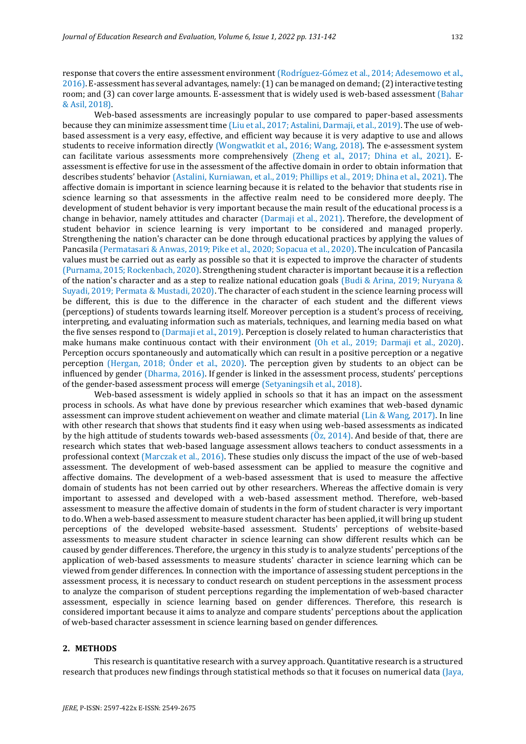response that covers the entire assessment environment (Rodríguez-Gómez et al., 2014; Adesemowo et al., 2016). E-assessment has several advantages, namely: (1) can be managed on demand; (2) interactive testing room; and (3) can cover large amounts. E-assessment that is widely used is web-based assessment (Bahar & Asil, 2018).

Web-based assessments are increasingly popular to use compared to paper-based assessments because they can minimize assessment time (Liu et al., 2017; Astalini, Darmaji, et al., 2019). The use of web-based assessment is a very easy, effective, and efficient way because it is very adaptive to use and allows students to receive information directly (Wongwatkit et al., 2016; Wang, 2018). The e-assessment system can facilitate various assessments more comprehensively (Zheng et al., 2017; Dhina et al., 2021). E-assessment is effective for use in the assessment of the affective domain in order to obtain information that describes students' behavior (Astalini, Kurniawan, et al., 2019; Phillips et al., 2019; Dhina et al., 2021). The affective domain is important in science learning because it is related to the behavior that students rise in science learning so that assessments in the affective realm need to be considered more deeply. The development of student behavior is very important because the main result of the educational process is a change in behavior, namely attitudes and character (Darmaji et al., 2021). Therefore, the development of student behavior in science learning is very important to be considered and managed properly. Strengthening the nation's character can be done through educational practices by applying the values of Pancasila (Permatasari & Anwas, 2019; Pike et al., 2020; Sopacua et al., 2020). The inculcation of Pancasila values must be carried out as early as possible so that it is expected to improve the character of students (Purnama, 2015; Rockenbach, 2020). Strengthening student character is important because it is a reflection of the nation's character and as a step to realize national education goals (Budi & Arina, 2019; Nuryana & Suyadi, 2019; Permata & Mustadi, 2020). The character of each student in the science learning process will be different, this is due to the difference in the character of each student and the different views (perceptions) of students towards learning itself. Moreover perception is a student's process of receiving, interpreting, and evaluating information such as materials, techniques, and learning media based on what the five senses respond to (Darmaji et al., 2019). Perception is closely related to human characteristics that make humans make continuous contact with their environment (Oh et al., 2019; Darmaji et al., 2020). Perception occurs spontaneously and automatically which can result in a positive perception or a negative perception (Hergan, 2018; Önder et al., 2020). The perception given by students to an object can be influenced by gender (Dharma, 2016). If gender is linked in the assessment process, students' perceptions of the gender-based assessment process will emerge (Setyaningsih et al., 2018).

Web-based assessment is widely applied in schools so that it has an impact on the assessment process in schools. As what have done by previous researcher which examines that web-based dynamic assessment can improve student achievement on weather and climate material (Lin & Wang, 2017). In line with other research that shows that students find it easy when using web-based assessments as indicated by the high attitude of students towards web-based assessments (Öz, 2014). And beside of that, there are research which states that web-based language assessment allows teachers to conduct assessments in a professional context (Marczak et al., 2016). These studies only discuss the impact of the use of web-based assessment. The development of web-based assessment can be applied to measure the cognitive and affective domains. The development of a web-based assessment that is used to measure the affective domain of students has not been carried out by other researchers. Whereas the affective domain is very important to assessed and developed with a web-based assessment method. Therefore, web-based assessment to measure the affective domain of students in the form of student character is very important to do. When a web-based assessment to measure student character has been applied, it will bring up student perceptions of the developed website-based assessment. Students' perceptions of website-based assessments to measure student character in science learning can show different results which can be caused by gender differences. Therefore, the urgency in this study is to analyze students' perceptions of the application of web-based assessments to measure students' character in science learning which can be viewed from gender differences. In connection with the importance of assessing student perceptions in the assessment process, it is necessary to conduct research on student perceptions in the assessment process to analyze the comparison of student perceptions regarding the implementation of web-based character assessment, especially in science learning based on gender differences. Therefore, this research is considered important because it aims to analyze and compare students' perceptions about the application of web-based character assessment in science learning based on gender differences.

## 2. METHODS

This research is quantitative research with a survey approach. Quantitative research is a structured research that produces new findings through statistical methods so that it focuses on numerical data (Jaya,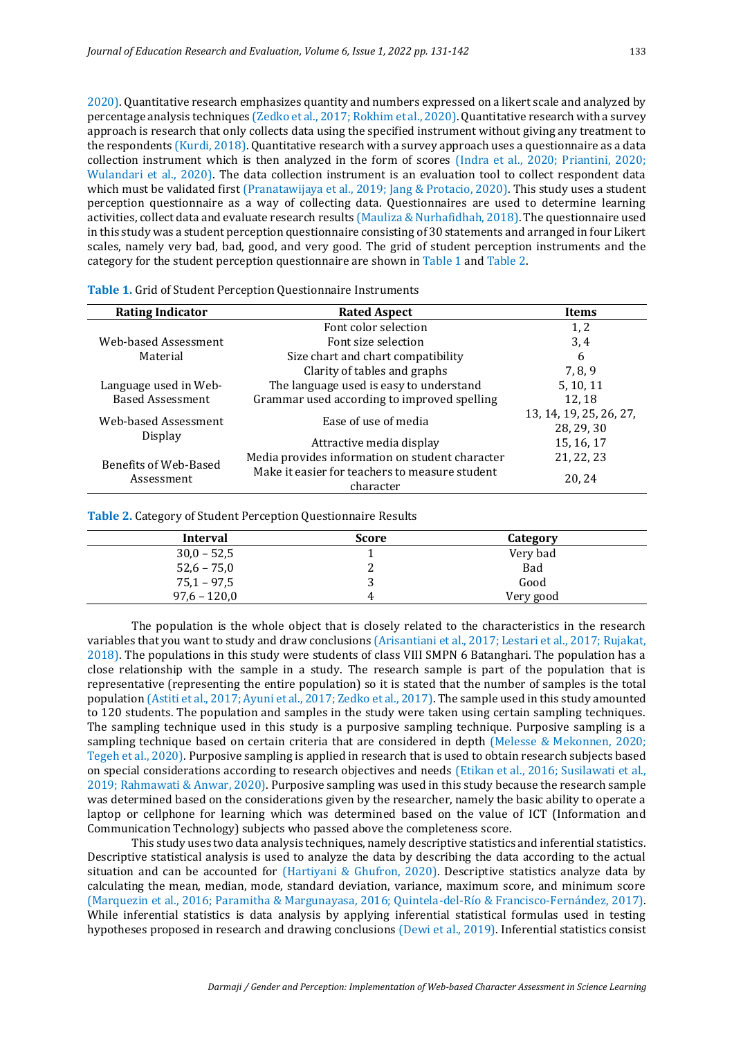2020). Quantitative research emphasizes quantity and numbers expressed on a likert scale and analyzed by percentage analysis techniques (Zedko et al., 2017; Rokhim et al., 2020). Quantitative research with a survey approach is research that only collects data using the specified instrument without giving any treatment to the respondents (Kurdi, 2018). Quantitative research with a survey approach uses a questionnaire as a data collection instrument which is then analyzed in the form of scores (Indra et al., 2020; Priantini, 2020; Wulandari et al., 2020). The data collection instrument is an evaluation tool to collect respondent data which must be validated first (Pranatawijaya et al., 2019; Jang & Protacio, 2020). This study uses a student perception questionnaire as a way of collecting data. Questionnaires are used to determine learning activities, collect data and evaluate research results (Mauliza & Nurhafidhah, 2018). The questionnaire used in this study was a student perception questionnaire consisting of 30 statements and arranged in four Likert scales, namely very bad, bad, good, and very good. The grid of student perception instruments and the category for the student perception questionnaire are shown in Table 1 and Table 2.

**Table 1.** Grid of Student Perception Questionnaire Instruments

| Rating Indicator | Rated Aspect | Items |
|---|---|---|
| Web-based Assessment Material | Font color selection | 1, 2 |
| | Font size selection | 3, 4 |
| | Size chart and chart compatibility | 6 |
| | Clarity of tables and graphs | 7, 8, 9 |
| Language used in Web-Based Assessment | The language used is easy to understand | 5, 10, 11 |
| | Grammar used according to improved spelling | 12, 18 |
| Web-based Assessment Display | Ease of use of media | 13, 14, 19, 25, 26, 27, 28, 29, 30 |
| | Attractive media display | 15, 16, 17 |
| Benefits of Web-Based Assessment | Media provides information on student character | 21, 22, 23 |
| | Make it easier for teachers to measure student character | 20, 24 |

**Table 2.** Category of Student Perception Questionnaire Results

| Interval | Score | Category |
|---|---|---|
| 30,0 – 52,5 | 1 | Very bad |
| 52,6 – 75,0 | 2 | Bad |
| 75,1 – 97,5 | 3 | Good |
| 97,6 – 120,0 | 4 | Very good |

The population is the whole object that is closely related to the characteristics in the research variables that you want to study and draw conclusions (Arisantiani et al., 2017; Lestari et al., 2017; Rujakat, 2018). The populations in this study were students of class VIII SMPN 6 Batanghari. The population has a close relationship with the sample in a study. The research sample is part of the population that is representative (representing the entire population) so it is stated that the number of samples is the total population (Astiti et al., 2017; Ayuni et al., 2017; Zedko et al., 2017). The sample used in this study amounted to 120 students. The population and samples in the study were taken using certain sampling techniques. The sampling technique used in this study is a purposive sampling technique. Purposive sampling is a sampling technique based on certain criteria that are considered in depth (Melesse & Mekonnen, 2020; Tegeh et al., 2020). Purposive sampling is applied in research that is used to obtain research subjects based on special considerations according to research objectives and needs (Etikan et al., 2016; Susilawati et al., 2019; Rahmawati & Anwar, 2020). Purposive sampling was used in this study because the research sample was determined based on the considerations given by the researcher, namely the basic ability to operate a laptop or cellphone for learning which was determined based on the value of ICT (Information and Communication Technology) subjects who passed above the completeness score.

This study uses two data analysis techniques, namely descriptive statistics and inferential statistics. Descriptive statistical analysis is used to analyze the data by describing the data according to the actual situation and can be accounted for (Hartiyani & Ghufron, 2020). Descriptive statistics analyze data by calculating the mean, median, mode, standard deviation, variance, maximum score, and minimum score (Marquezin et al., 2016; Paramitha & Margunayasa, 2016; Quintela-del-Río & Francisco-Fernández, 2017). While inferential statistics is data analysis by applying inferential statistical formulas used in testing hypotheses proposed in research and drawing conclusions (Dewi et al., 2019). Inferential statistics consist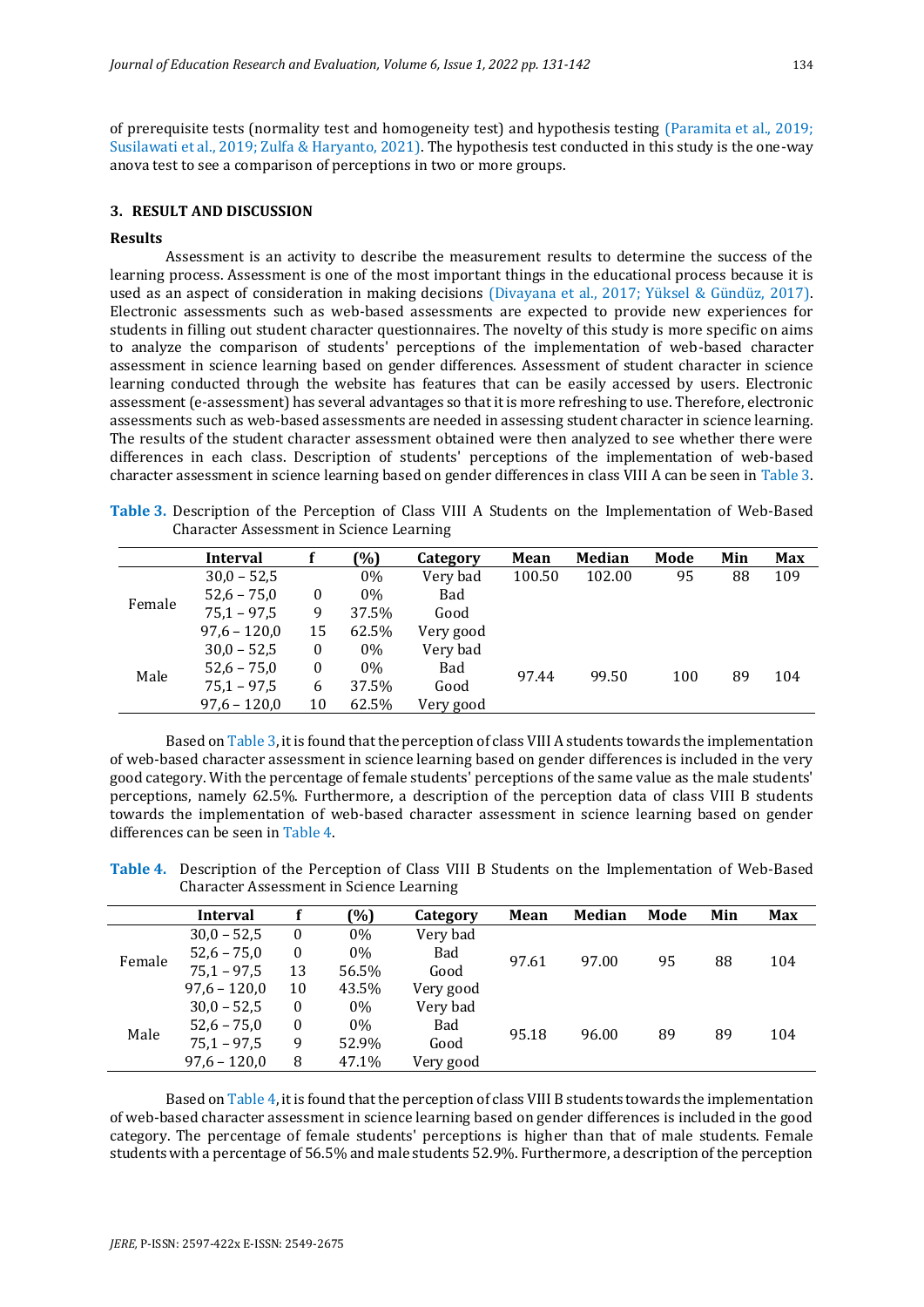of prerequisite tests (normality test and homogeneity test) and hypothesis testing (Paramita et al., 2019; Susilawati et al., 2019; Zulfa & Haryanto, 2021). The hypothesis test conducted in this study is the one-way anova test to see a comparison of perceptions in two or more groups.

## 3. RESULT AND DISCUSSION

### Results

Assessment is an activity to describe the measurement results to determine the success of the learning process. Assessment is one of the most important things in the educational process because it is used as an aspect of consideration in making decisions (Divayana et al., 2017; Yüksel & Gündüz, 2017). Electronic assessments such as web-based assessments are expected to provide new experiences for students in filling out student character questionnaires. The novelty of this study is more specific on aims to analyze the comparison of students' perceptions of the implementation of web-based character assessment in science learning based on gender differences. Assessment of student character in science learning conducted through the website has features that can be easily accessed by users. Electronic assessment (e-assessment) has several advantages so that it is more refreshing to use. Therefore, electronic assessments such as web-based assessments are needed in assessing student character in science learning. The results of the student character assessment obtained were then analyzed to see whether there were differences in each class. Description of students' perceptions of the implementation of web-based character assessment in science learning based on gender differences in class VIII A can be seen in Table 3.

**Table 3.** Description of the Perception of Class VIII A Students on the Implementation of Web-Based Character Assessment in Science Learning

| | Interval | f | (%) | Category | Mean | Median | Mode | Min | Max |
|---|---|---|---|---|---|---|---|---|---|
| Female | 30,0 – 52,5 | | 0% | Very bad | 100.50 | 102.00 | 95 | 88 | 109 |
| | 52,6 – 75,0 | 0 | 0% | Bad | | | | | |
| | 75,1 – 97,5 | 9 | 37.5% | Good | | | | | |
| | 97,6 – 120,0 | 15 | 62.5% | Very good | | | | | |
| Male | 30,0 – 52,5 | 0 | 0% | Very bad | 97.44 | 99.50 | 100 | 89 | 104 |
| | 52,6 – 75,0 | 0 | 0% | Bad | | | | | |
| | 75,1 – 97,5 | 6 | 37.5% | Good | | | | | |
| | 97,6 – 120,0 | 10 | 62.5% | Very good | | | | | |

Based on Table 3, it is found that the perception of class VIII A students towards the implementation of web-based character assessment in science learning based on gender differences is included in the very good category. With the percentage of female students' perceptions of the same value as the male students' perceptions, namely 62.5%. Furthermore, a description of the perception data of class VIII B students towards the implementation of web-based character assessment in science learning based on gender differences can be seen in Table 4.

**Table 4.** Description of the Perception of Class VIII B Students on the Implementation of Web-Based Character Assessment in Science Learning

| | Interval | f | (%) | Category | Mean | Median | Mode | Min | Max |
|---|---|---|---|---|---|---|---|---|---|
| Female | 30,0 – 52,5 | 0 | 0% | Very bad | 97.61 | 97.00 | 95 | 88 | 104 |
| | 52,6 – 75,0 | 0 | 0% | Bad | | | | | |
| | 75,1 – 97,5 | 13 | 56.5% | Good | | | | | |
| | 97,6 – 120,0 | 10 | 43.5% | Very good | | | | | |
| Male | 30,0 – 52,5 | 0 | 0% | Very bad | 95.18 | 96.00 | 89 | 89 | 104 |
| | 52,6 – 75,0 | 0 | 0% | Bad | | | | | |
| | 75,1 – 97,5 | 9 | 52.9% | Good | | | | | |
| | 97,6 – 120,0 | 8 | 47.1% | Very good | | | | | |

Based on Table 4, it is found that the perception of class VIII B students towards the implementation of web-based character assessment in science learning based on gender differences is included in the good category. The percentage of female students' perceptions is higher than that of male students. Female students with a percentage of 56.5% and male students 52.9%. Furthermore, a description of the perception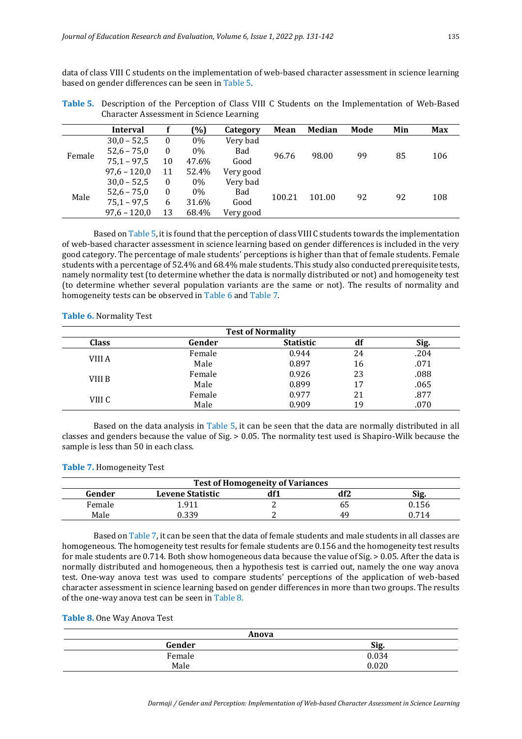data of class VIII C students on the implementation of web-based character assessment in science learning based on gender differences can be seen in Table 5.

**Table 5.** Description of the Perception of Class VIII C Students on the Implementation of Web-Based Character Assessment in Science Learning

| | Interval | f | (%) | Category | Mean | Median | Mode | Min | Max |
|---|---|---|---|---|---|---|---|---|---|
| Female | 30,0 – 52,5 | 0 | 0% | Very bad | 96.76 | 98.00 | 99 | 85 | 106 |
| | 52,6 – 75,0 | 0 | 0% | Bad | | | | | |
| | 75,1 – 97,5 | 10 | 47.6% | Good | | | | | |
| | 97,6 – 120,0 | 11 | 52.4% | Very good | | | | | |
| Male | 30,0 – 52,5 | 0 | 0% | Very bad | 100.21 | 101.00 | 92 | 92 | 108 |
| | 52,6 – 75,0 | 0 | 0% | Bad | | | | | |
| | 75,1 – 97,5 | 6 | 31.6% | Good | | | | | |
| | 97,6 – 120,0 | 13 | 68.4% | Very good | | | | | |

Based on Table 5, it is found that the perception of class VIII C students towards the implementation of web-based character assessment in science learning based on gender differences is included in the very good category. The percentage of male students' perceptions is higher than that of female students. Female students with a percentage of 52.4% and 68.4% male students. This study also conducted prerequisite tests, namely normality test (to determine whether the data is normally distributed or not) and homogeneity test (to determine whether several population variants are the same or not). The results of normality and homogeneity tests can be observed in Table 6 and Table 7.

**Table 6.** Normality Test

| Test of Normality | | | | |
|---|---|---|---|---|
| **Class** | **Gender** | **Statistic** | **df** | **Sig.** |
| VIII A | Female | 0.944 | 24 | .204 |
| | Male | 0.897 | 16 | .071 |
| VIII B | Female | 0.926 | 23 | .088 |
| | Male | 0.899 | 17 | .065 |
| VIII C | Female | 0.977 | 21 | .877 |
| | Male | 0.909 | 19 | .070 |

Based on the data analysis in Table 5, it can be seen that the data are normally distributed in all classes and genders because the value of Sig. > 0.05. The normality test used is Shapiro-Wilk because the sample is less than 50 in each class.

**Table 7.** Homogeneity Test

| Test of Homogeneity of Variances | | | | |
|---|---|---|---|---|
| **Gender** | **Levene Statistic** | **df1** | **df2** | **Sig.** |
| Female | 1.911 | 2 | 65 | 0.156 |
| Male | 0.339 | 2 | 49 | 0.714 |

Based on Table 7, it can be seen that the data of female students and male students in all classes are homogeneous. The homogeneity test results for female students are 0.156 and the homogeneity test results for male students are 0.714. Both show homogeneous data because the value of Sig. > 0.05. After the data is normally distributed and homogeneous, then a hypothesis test is carried out, namely the one way anova test. One-way anova test was used to compare students' perceptions of the application of web-based character assessment in science learning based on gender differences in more than two groups. The results of the one-way anova test can be seen in Table 8.

**Table 8.** One Way Anova Test

| Anova | |
|---|---|
| **Gender** | **Sig.** |
| Female | 0.034 |
| Male | 0.020 |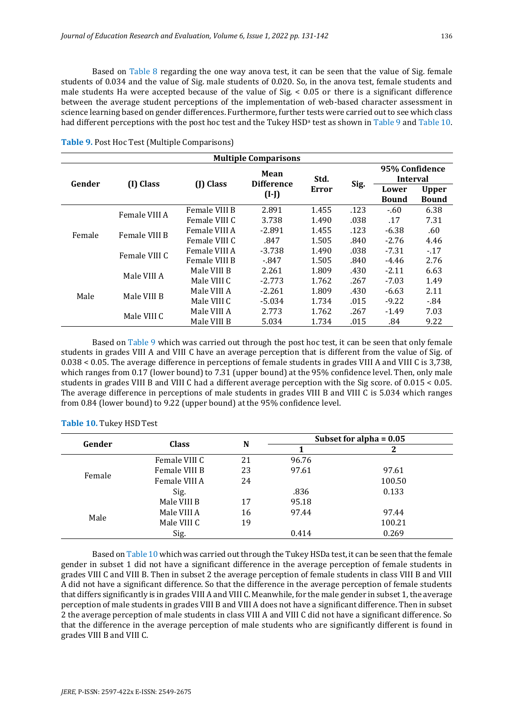Based on Table 8 regarding the one way anova test, it can be seen that the value of Sig. female students of 0.034 and the value of Sig. male students of 0.020. So, in the anova test, female students and male students Ha were accepted because of the value of Sig. < 0.05 or there is a significant difference between the average student perceptions of the implementation of web-based character assessment in science learning based on gender differences. Furthermore, further tests were carried out to see which class had different perceptions with the post hoc test and the Tukey HSD[a] test as shown in Table 9 and Table 10.

**Table 9.** Post Hoc Test (Multiple Comparisons)

| Multiple Comparisons | | | | | | | |
|---|---|---|---|---|---|---|---|
| Gender | (I) Class | (J) Class | Mean Difference (I-J) | Std. Error | Sig. | 95% Confidence Interval | |
| | | | | | | Lower Bound | Upper Bound |
| Female | Female VIII A | Female VIII B | 2.891 | 1.455 | .123 | -.60 | 6.38 |
| | | Female VIII C | 3.738 | 1.490 | .038 | .17 | 7.31 |
| | Female VIII B | Female VIII A | -2.891 | 1.455 | .123 | -6.38 | .60 |
| | | Female VIII C | .847 | 1.505 | .840 | -2.76 | 4.46 |
| | Female VIII C | Female VIII A | -3.738 | 1.490 | .038 | -7.31 | -.17 |
| | | Female VIII B | -.847 | 1.505 | .840 | -4.46 | 2.76 |
| Male | Male VIII A | Male VIII B | 2.261 | 1.809 | .430 | -2.11 | 6.63 |
| | | Male VIII C | -2.773 | 1.762 | .267 | -7.03 | 1.49 |
| | Male VIII B | Male VIII A | -2.261 | 1.809 | .430 | -6.63 | 2.11 |
| | | Male VIII C | -5.034 | 1.734 | .015 | -9.22 | -.84 |
| | Male VIII C | Male VIII A | 2.773 | 1.762 | .267 | -1.49 | 7.03 |
| | | Male VIII B | 5.034 | 1.734 | .015 | .84 | 9.22 |

Based on Table 9 which was carried out through the post hoc test, it can be seen that only female students in grades VIII A and VIII C have an average perception that is different from the value of Sig. of 0.038 < 0.05. The average difference in perceptions of female students in grades VIII A and VIII C is 3,738, which ranges from 0.17 (lower bound) to 7.31 (upper bound) at the 95% confidence level. Then, only male students in grades VIII B and VIII C had a different average perception with the Sig score. of 0.015 < 0.05. The average difference in perceptions of male students in grades VIII B and VIII C is 5.034 which ranges from 0.84 (lower bound) to 9.22 (upper bound) at the 95% confidence level.

**Table 10.** Tukey HSD Test

| Gender | Class | N | Subset for alpha = 0.05 | |
|---|---|---|---|---|
| | | | 1 | 2 |
| Female | Female VIII C | 21 | 96.76 | |
| | Female VIII B | 23 | 97.61 | 97.61 |
| | Female VIII A | 24 | | 100.50 |
| | Sig. | | .836 | 0.133 |
| Male | Male VIII B | 17 | 95.18 | |
| | Male VIII A | 16 | 97.44 | 97.44 |
| | Male VIII C | 19 | | 100.21 |
| | Sig. | | 0.414 | 0.269 |

Based on Table 10 which was carried out through the Tukey HSDa test, it can be seen that the female gender in subset 1 did not have a significant difference in the average perception of female students in grades VIII C and VIII B. Then in subset 2 the average perception of female students in class VIII B and VIII A did not have a significant difference. So that the difference in the average perception of female students that differs significantly is in grades VIII A and VIII C. Meanwhile, for the male gender in subset 1, the average perception of male students in grades VIII B and VIII A does not have a significant difference. Then in subset 2 the average perception of male students in class VIII A and VIII C did not have a significant difference. So that the difference in the average perception of male students who are significantly different is found in grades VIII B and VIII C.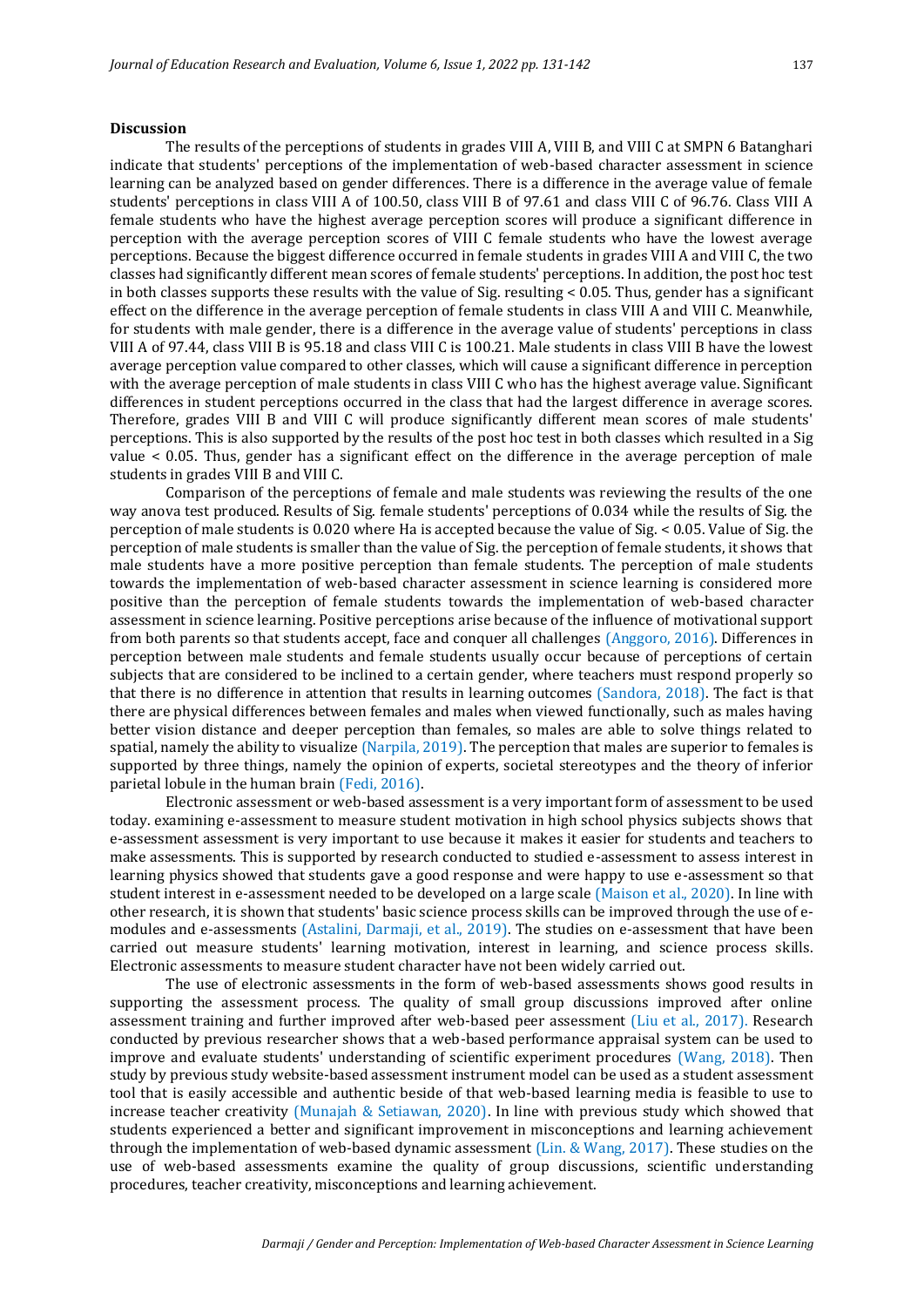**Discussion**

The results of the perceptions of students in grades VIII A, VIII B, and VIII C at SMPN 6 Batanghari indicate that students' perceptions of the implementation of web-based character assessment in science learning can be analyzed based on gender differences. There is a difference in the average value of female students' perceptions in class VIII A of 100.50, class VIII B of 97.61 and class VIII C of 96.76. Class VIII A female students who have the highest average perception scores will produce a significant difference in perception with the average perception scores of VIII C female students who have the lowest average perceptions. Because the biggest difference occurred in female students in grades VIII A and VIII C, the two classes had significantly different mean scores of female students' perceptions. In addition, the post hoc test in both classes supports these results with the value of Sig. resulting < 0.05. Thus, gender has a significant effect on the difference in the average perception of female students in class VIII A and VIII C. Meanwhile, for students with male gender, there is a difference in the average value of students' perceptions in class VIII A of 97.44, class VIII B is 95.18 and class VIII C is 100.21. Male students in class VIII B have the lowest average perception value compared to other classes, which will cause a significant difference in perception with the average perception of male students in class VIII C who has the highest average value. Significant differences in student perceptions occurred in the class that had the largest difference in average scores. Therefore, grades VIII B and VIII C will produce significantly different mean scores of male students' perceptions. This is also supported by the results of the post hoc test in both classes which resulted in a Sig value < 0.05. Thus, gender has a significant effect on the difference in the average perception of male students in grades VIII B and VIII C.

Comparison of the perceptions of female and male students was reviewing the results of the one way anova test produced. Results of Sig. female students' perceptions of 0.034 while the results of Sig. the perception of male students is 0.020 where Ha is accepted because the value of Sig. < 0.05. Value of Sig. the perception of male students is smaller than the value of Sig. the perception of female students, it shows that male students have a more positive perception than female students. The perception of male students towards the implementation of web-based character assessment in science learning is considered more positive than the perception of female students towards the implementation of web-based character assessment in science learning. Positive perceptions arise because of the influence of motivational support from both parents so that students accept, face and conquer all challenges (Anggoro, 2016). Differences in perception between male students and female students usually occur because of perceptions of certain subjects that are considered to be inclined to a certain gender, where teachers must respond properly so that there is no difference in attention that results in learning outcomes (Sandora, 2018). The fact is that there are physical differences between females and males when viewed functionally, such as males having better vision distance and deeper perception than females, so males are able to solve things related to spatial, namely the ability to visualize (Narpila, 2019). The perception that males are superior to females is supported by three things, namely the opinion of experts, societal stereotypes and the theory of inferior parietal lobule in the human brain (Fedi, 2016).

Electronic assessment or web-based assessment is a very important form of assessment to be used today. examining e-assessment to measure student motivation in high school physics subjects shows that e-assessment assessment is very important to use because it makes it easier for students and teachers to make assessments. This is supported by research conducted to studied e-assessment to assess interest in learning physics showed that students gave a good response and were happy to use e-assessment so that student interest in e-assessment needed to be developed on a large scale (Maison et al., 2020). In line with other research, it is shown that students' basic science process skills can be improved through the use of e-modules and e-assessments (Astalini, Darmaji, et al., 2019). The studies on e-assessment that have been carried out measure students' learning motivation, interest in learning, and science process skills. Electronic assessments to measure student character have not been widely carried out.

The use of electronic assessments in the form of web-based assessments shows good results in supporting the assessment process. The quality of small group discussions improved after online assessment training and further improved after web-based peer assessment (Liu et al., 2017). Research conducted by previous researcher shows that a web-based performance appraisal system can be used to improve and evaluate students' understanding of scientific experiment procedures (Wang, 2018). Then study by previous study website-based assessment instrument model can be used as a student assessment tool that is easily accessible and authentic beside of that web-based learning media is feasible to use to increase teacher creativity (Munajah & Setiawan, 2020). In line with previous study which showed that students experienced a better and significant improvement in misconceptions and learning achievement through the implementation of web-based dynamic assessment (Lin. & Wang, 2017). These studies on the use of web-based assessments examine the quality of group discussions, scientific understanding procedures, teacher creativity, misconceptions and learning achievement.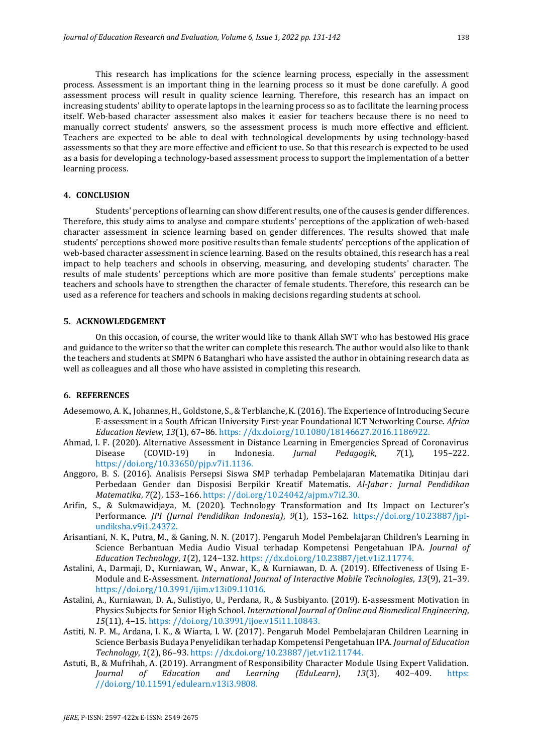This research has implications for the science learning process, especially in the assessment process. Assessment is an important thing in the learning process so it must be done carefully. A good assessment process will result in quality science learning. Therefore, this research has an impact on increasing students' ability to operate laptops in the learning process so as to facilitate the learning process itself. Web-based character assessment also makes it easier for teachers because there is no need to manually correct students' answers, so the assessment process is much more effective and efficient. Teachers are expected to be able to deal with technological developments by using technology-based assessments so that they are more effective and efficient to use. So that this research is expected to be used as a basis for developing a technology-based assessment process to support the implementation of a better learning process.

## 4. CONCLUSION

Students' perceptions of learning can show different results, one of the causes is gender differences. Therefore, this study aims to analyse and compare students' perceptions of the application of web-based character assessment in science learning based on gender differences. The results showed that male students' perceptions showed more positive results than female students' perceptions of the application of web-based character assessment in science learning. Based on the results obtained, this research has a real impact to help teachers and schools in observing, measuring, and developing students' character. The results of male students' perceptions which are more positive than female students' perceptions make teachers and schools have to strengthen the character of female students. Therefore, this research can be used as a reference for teachers and schools in making decisions regarding students at school.

## 5. ACKNOWLEDGEMENT

On this occasion, of course, the writer would like to thank Allah SWT who has bestowed His grace and guidance to the writer so that the writer can complete this research. The author would also like to thank the teachers and students at SMPN 6 Batanghari who have assisted the author in obtaining research data as well as colleagues and all those who have assisted in completing this research.

## 6. REFERENCES

Adesemowo, A. K., Johannes, H., Goldstone, S., & Terblanche, K. (2016). The Experience of Introducing Secure E-assessment in a South African University First-year Foundational ICT Networking Course. *Africa Education Review*, *13*(1), 67–86. https: //dx.doi.org/10.1080/18146627.2016.1186922.

Ahmad, I. F. (2020). Alternative Assessment in Distance Learning in Emergencies Spread of Coronavirus Disease (COVID-19) in Indonesia. *Jurnal Pedagogik*, *7*(1), 195–222. https://doi.org/10.33650/pjp.v7i1.1136.

Anggoro, B. S. (2016). Analisis Persepsi Siswa SMP terhadap Pembelajaran Matematika Ditinjau dari Perbedaan Gender dan Disposisi Berpikir Kreatif Matematis. *Al-Jabar : Jurnal Pendidikan Matematika*, *7*(2), 153–166. https: //doi.org/10.24042/ajpm.v7i2.30.

Arifin, S., & Sukmawidjaya, M. (2020). Technology Transformation and Its Impact on Lecturer's Performance. *JPI (Jurnal Pendidikan Indonesia)*, *9*(1), 153–162. https://doi.org/10.23887/jpi-undiksha.v9i1.24372.

Arisantiani, N. K., Putra, M., & Ganing, N. N. (2017). Pengaruh Model Pembelajaran Children's Learning in Science Berbantuan Media Audio Visual terhadap Kompetensi Pengetahuan IPA. *Journal of Education Technology*, *1*(2), 124–132. https: //dx.doi.org/10.23887/jet.v1i2.11774.

Astalini, A., Darmaji, D., Kurniawan, W., Anwar, K., & Kurniawan, D. A. (2019). Effectiveness of Using E-Module and E-Assessment. *International Journal of Interactive Mobile Technologies*, *13*(9), 21–39. https://doi.org/10.3991/ijim.v13i09.11016.

Astalini, A., Kurniawan, D. A., Sulistiyo, U., Perdana, R., & Susbiyanto. (2019). E-assessment Motivation in Physics Subjects for Senior High School. *International Journal of Online and Biomedical Engineering*, *15*(11), 4–15. https: //doi.org/10.3991/ijoe.v15i11.10843.

Astiti, N. P. M., Ardana, I. K., & Wiarta, I. W. (2017). Pengaruh Model Pembelajaran Children Learning in Science Berbasis Budaya Penyelidikan terhadap Kompetensi Pengetahuan IPA. *Journal of Education Technology*, *1*(2), 86–93. https: //dx.doi.org/10.23887/jet.v1i2.11744.

Astuti, B., & Mufrihah, A. (2019). Arrangment of Responsibility Character Module Using Expert Validation. *Journal of Education and Learning (EduLearn)*, *13*(3), 402–409. https: //doi.org/10.11591/edulearn.v13i3.9808.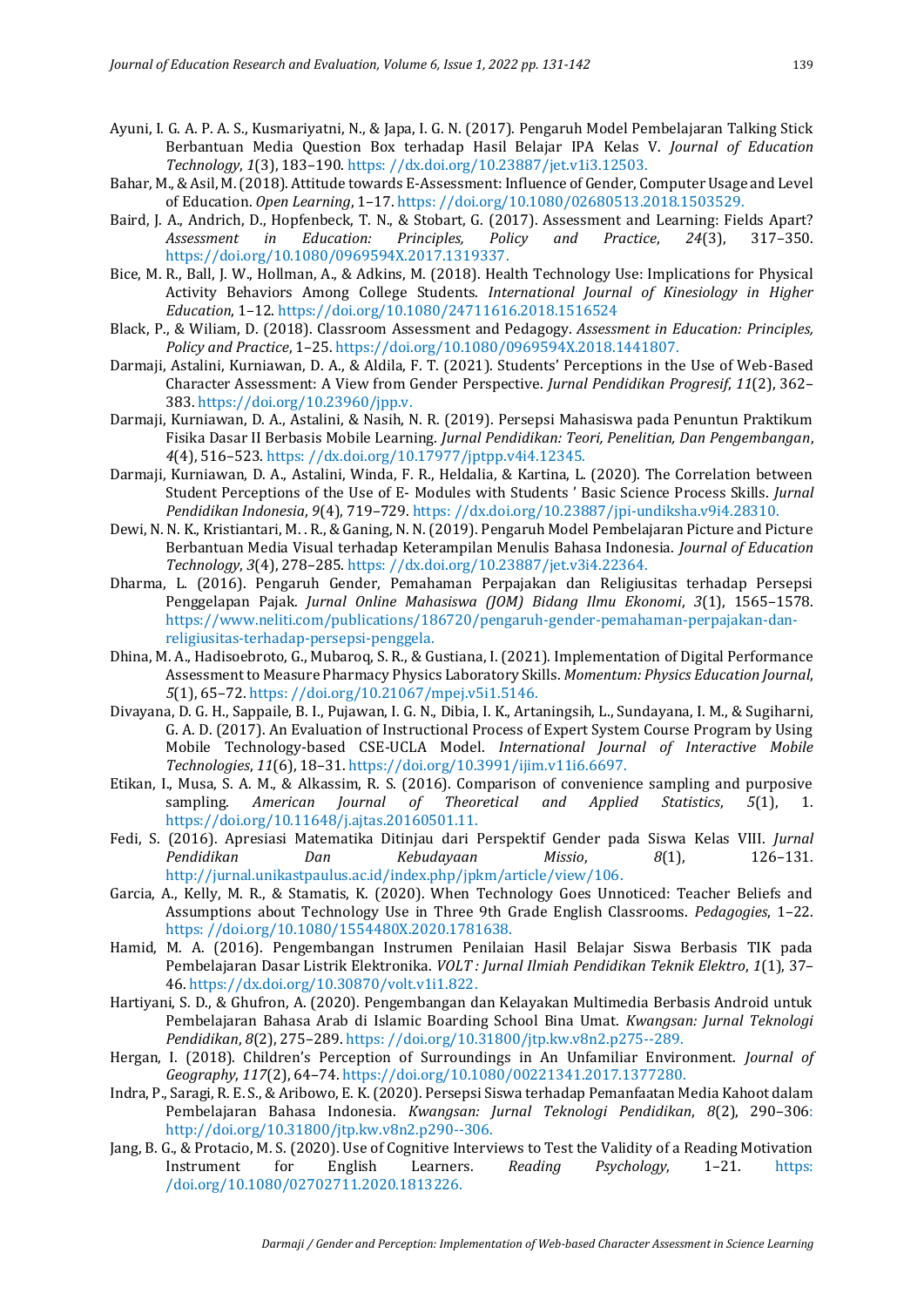Ayuni, I. G. A. P. A. S., Kusmariyatni, N., & Japa, I. G. N. (2017). Pengaruh Model Pembelajaran Talking Stick Berbantuan Media Question Box terhadap Hasil Belajar IPA Kelas V. *Journal of Education Technology*, *1*(3), 183–190. https: //dx.doi.org/10.23887/jet.v1i3.12503.

Bahar, M., & Asil, M. (2018). Attitude towards E-Assessment: Influence of Gender, Computer Usage and Level of Education. *Open Learning*, 1–17. https: //doi.org/10.1080/02680513.2018.1503529.

Baird, J. A., Andrich, D., Hopfenbeck, T. N., & Stobart, G. (2017). Assessment and Learning: Fields Apart? *Assessment in Education: Principles, Policy and Practice*, *24*(3), 317–350. https://doi.org/10.1080/0969594X.2017.1319337.

Bice, M. R., Ball, J. W., Hollman, A., & Adkins, M. (2018). Health Technology Use: Implications for Physical Activity Behaviors Among College Students. *International Journal of Kinesiology in Higher Education*, 1–12. https://doi.org/10.1080/24711616.2018.1516524

Black, P., & Wiliam, D. (2018). Classroom Assessment and Pedagogy. *Assessment in Education: Principles, Policy and Practice*, 1–25. https://doi.org/10.1080/0969594X.2018.1441807.

Darmaji, Astalini, Kurniawan, D. A., & Aldila, F. T. (2021). Students' Perceptions in the Use of Web-Based Character Assessment: A View from Gender Perspective. *Jurnal Pendidikan Progresif*, *11*(2), 362–383. https://doi.org/10.23960/jpp.v.

Darmaji, Kurniawan, D. A., Astalini, & Nasih, N. R. (2019). Persepsi Mahasiswa pada Penuntun Praktikum Fisika Dasar II Berbasis Mobile Learning. *Jurnal Pendidikan: Teori, Penelitian, Dan Pengembangan*, *4*(4), 516–523. https: //dx.doi.org/10.17977/jptpp.v4i4.12345.

Darmaji, Kurniawan, D. A., Astalini, Winda, F. R., Heldalia, & Kartina, L. (2020). The Correlation between Student Perceptions of the Use of E- Modules with Students ' Basic Science Process Skills. *Jurnal Pendidikan Indonesia*, *9*(4), 719–729. https: //dx.doi.org/10.23887/jpi-undiksha.v9i4.28310.

Dewi, N. N. K., Kristiantari, M. . R., & Ganing, N. N. (2019). Pengaruh Model Pembelajaran Picture and Picture Berbantuan Media Visual terhadap Keterampilan Menulis Bahasa Indonesia. *Journal of Education Technology*, *3*(4), 278–285. https: //dx.doi.org/10.23887/jet.v3i4.22364.

Dharma, L. (2016). Pengaruh Gender, Pemahaman Perpajakan dan Religiusitas terhadap Persepsi Penggelapan Pajak. *Jurnal Online Mahasiswa (JOM) Bidang Ilmu Ekonomi*, *3*(1), 1565–1578. https://www.neliti.com/publications/186720/pengaruh-gender-pemahaman-perpajakan-dan-religiusitas-terhadap-persepsi-penggela.

Dhina, M. A., Hadisoebroto, G., Mubaroq, S. R., & Gustiana, I. (2021). Implementation of Digital Performance Assessment to Measure Pharmacy Physics Laboratory Skills. *Momentum: Physics Education Journal*, *5*(1), 65–72. https: //doi.org/10.21067/mpej.v5i1.5146.

Divayana, D. G. H., Sappaile, B. I., Pujawan, I. G. N., Dibia, I. K., Artaningsih, L., Sundayana, I. M., & Sugiharni, G. A. D. (2017). An Evaluation of Instructional Process of Expert System Course Program by Using Mobile Technology-based CSE-UCLA Model. *International Journal of Interactive Mobile Technologies*, *11*(6), 18–31. https://doi.org/10.3991/ijim.v11i6.6697.

Etikan, I., Musa, S. A. M., & Alkassim, R. S. (2016). Comparison of convenience sampling and purposive sampling. *American Journal of Theoretical and Applied Statistics*, *5*(1), 1. https://doi.org/10.11648/j.ajtas.20160501.11.

Fedi, S. (2016). Apresiasi Matematika Ditinjau dari Perspektif Gender pada Siswa Kelas VIII. *Jurnal Pendidikan Dan Kebudayaan Missio*, *8*(1), 126–131. http://jurnal.unikastpaulus.ac.id/index.php/jpkm/article/view/106.

Garcia, A., Kelly, M. R., & Stamatis, K. (2020). When Technology Goes Unnoticed: Teacher Beliefs and Assumptions about Technology Use in Three 9th Grade English Classrooms. *Pedagogies*, 1–22. https: //doi.org/10.1080/1554480X.2020.1781638.

Hamid, M. A. (2016). Pengembangan Instrumen Penilaian Hasil Belajar Siswa Berbasis TIK pada Pembelajaran Dasar Listrik Elektronika. *VOLT : Jurnal Ilmiah Pendidikan Teknik Elektro*, *1*(1), 37–46. https://dx.doi.org/10.30870/volt.v1i1.822.

Hartiyani, S. D., & Ghufron, A. (2020). Pengembangan dan Kelayakan Multimedia Berbasis Android untuk Pembelajaran Bahasa Arab di Islamic Boarding School Bina Umat. *Kwangsan: Jurnal Teknologi Pendidikan*, *8*(2), 275–289. https: //doi.org/10.31800/jtp.kw.v8n2.p275--289.

Hergan, I. (2018). Children's Perception of Surroundings in An Unfamiliar Environment. *Journal of Geography*, *117*(2), 64–74. https://doi.org/10.1080/00221341.2017.1377280.

Indra, P., Saragi, R. E. S., & Aribowo, E. K. (2020). Persepsi Siswa terhadap Pemanfaatan Media Kahoot dalam Pembelajaran Bahasa Indonesia. *Kwangsan: Jurnal Teknologi Pendidikan*, *8*(2), 290–306: http://doi.org/10.31800/jtp.kw.v8n2.p290--306.

Jang, B. G., & Protacio, M. S. (2020). Use of Cognitive Interviews to Test the Validity of a Reading Motivation Instrument for English Learners. *Reading Psychology*, 1–21. https: /doi.org/10.1080/02702711.2020.1813226.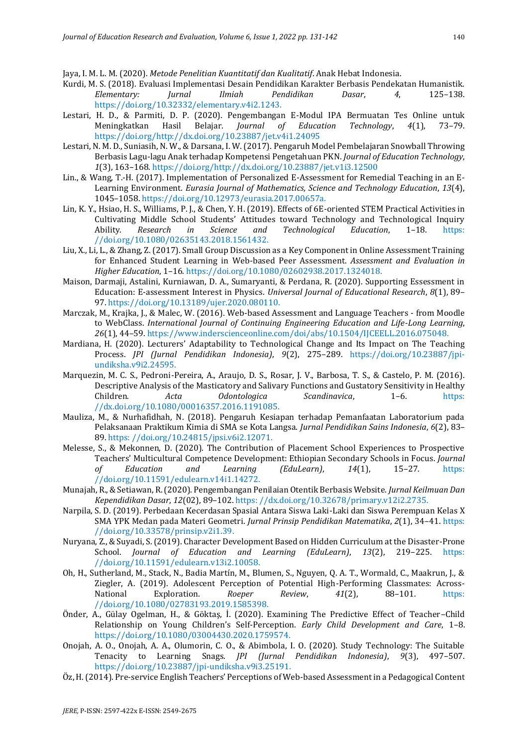Jaya, I. M. L. M. (2020). *Metode Penelitian Kuantitatif dan Kualitatif*. Anak Hebat Indonesia.

Kurdi, M. S. (2018). Evaluasi Implementasi Desain Pendidikan Karakter Berbasis Pendekatan Humanistik. *Elementary: Jurnal Ilmiah Pendidikan Dasar*, *4*, 125–138. https://doi.org/10.32332/elementary.v4i2.1243.

Lestari, H. D., & Parmiti, D. P. (2020). Pengembangan E-Modul IPA Bermuatan Tes Online untuk Meningkatkan Hasil Belajar. *Journal of Education Technology*, *4*(1), 73–79. https://doi.org/http://dx.doi.org/10.23887/jet.v4i1.24095

Lestari, N. M. D., Suniasih, N. W., & Darsana, I. W. (2017). Pengaruh Model Pembelajaran Snowball Throwing Berbasis Lagu-lagu Anak terhadap Kompetensi Pengetahuan PKN. *Journal of Education Technology*, *1*(3), 163–168. https://doi.org/http://dx.doi.org/10.23887/jet.v1i3.12500

Lin., & Wang, T.-H. (2017). Implementation of Personalized E-Assessment for Remedial Teaching in an E-Learning Environment. *Eurasia Journal of Mathematics, Science and Technology Education*, *13*(4), 1045–1058. https://doi.org/10.12973/eurasia.2017.00657a.

Lin, K. Y., Hsiao, H. S., Williams, P. J., & Chen, Y. H. (2019). Effects of 6E-oriented STEM Practical Activities in Cultivating Middle School Students' Attitudes toward Technology and Technological Inquiry Ability. *Research in Science and Technological Education*, 1–18. https://doi.org/10.1080/02635143.2018.1561432.

Liu, X., Li, L., & Zhang, Z. (2017). Small Group Discussion as a Key Component in Online Assessment Training for Enhanced Student Learning in Web-based Peer Assessment. *Assessment and Evaluation in Higher Education*, 1–16. https://doi.org/10.1080/02602938.2017.1324018.

Maison, Darmaji, Astalini, Kurniawan, D. A., Sumaryanti, & Perdana, R. (2020). Supporting Essessment in Education: E-assessment Interest in Physics. *Universal Journal of Educational Research*, *8*(1), 89–97. https://doi.org/10.13189/ujer.2020.080110.

Marczak, M., Krajka, J., & Malec, W. (2016). Web-based Assessment and Language Teachers - from Moodle to WebClass. *International Journal of Continuing Engineering Education and Life-Long Learning*, *26*(1), 44–59. https://www.inderscienceonline.com/doi/abs/10.1504/IJCEELL.2016.075048.

Mardiana, H. (2020). Lecturers' Adaptability to Technological Change and Its Impact on The Teaching Process. *JPI (Jurnal Pendidikan Indonesia)*, *9*(2), 275–289. https://doi.org/10.23887/jpi-undiksha.v9i2.24595.

Marquezin, M. C. S., Pedroni-Pereira, A., Araujo, D. S., Rosar, J. V., Barbosa, T. S., & Castelo, P. M. (2016). Descriptive Analysis of the Masticatory and Salivary Functions and Gustatory Sensitivity in Healthy Children. *Acta Odontologica Scandinavica*, 1–6. https://dx.doi.org/10.1080/00016357.2016.1191085.

Mauliza, M., & Nurhafidhah, N. (2018). Pengaruh Kesiapan terhadap Pemanfaatan Laboratorium pada Pelaksanaan Praktikum Kimia di SMA se Kota Langsa. *Jurnal Pendidikan Sains Indonesia*, *6*(2), 83–89. https://doi.org/10.24815/jpsi.v6i2.12071.

Melesse, S., & Mekonnen, D. (2020). The Contribution of Placement School Experiences to Prospective Teachers' Multicultural Competence Development: Ethiopian Secondary Schools in Focus. *Journal of Education and Learning (EduLearn)*, *14*(1), 15–27. https://doi.org/10.11591/edulearn.v14i1.14272.

Munajah, R., & Setiawan, R. (2020). Pengembangan Penilaian Otentik Berbasis Website. *Jurnal Keilmuan Dan Kependidikan Dasar*, *12*(02), 89–102. https://dx.doi.org/10.32678/primary.v12i2.2735.

Narpila, S. D. (2019). Perbedaan Kecerdasan Spasial Antara Siswa Laki-Laki dan Siswa Perempuan Kelas X SMA YPK Medan pada Materi Geometri. *Jurnal Prinsip Pendidikan Matematika*, *2*(1), 34–41. https://doi.org/10.33578/prinsip.v2i1.39.

Nuryana, Z., & Suyadi, S. (2019). Character Development Based on Hidden Curriculum at the Disaster-Prone School. *Journal of Education and Learning (EduLearn)*, *13*(2), 219–225. https://doi.org/10.11591/edulearn.v13i2.10058.

Oh, H., Sutherland, M., Stack, N., Badia Martín, M., Blumen, S., Nguyen, Q. A. T., Wormald, C., Maakrun, J., & Ziegler, A. (2019). Adolescent Perception of Potential High-Performing Classmates: Across-National Exploration. *Roeper Review*, *41*(2), 88–101. https://doi.org/10.1080/02783193.2019.1585398.

Önder, A., Gülay Ogelman, H., & Göktaş, İ. (2020). Examining The Predictive Effect of Teacher–Child Relationship on Young Children's Self-Perception. *Early Child Development and Care*, 1–8. https://doi.org/10.1080/03004430.2020.1759574.

Onojah, A. O., Onojah, A. A., Olumorin, C. O., & Abimbola, I. O. (2020). Study Technology: The Suitable Tenacity to Learning Snags. *JPI (Jurnal Pendidikan Indonesia)*, *9*(3), 497–507. https://doi.org/10.23887/jpi-undiksha.v9i3.25191.

Öz, H. (2014). Pre-service English Teachers' Perceptions of Web-based Assessment in a Pedagogical Content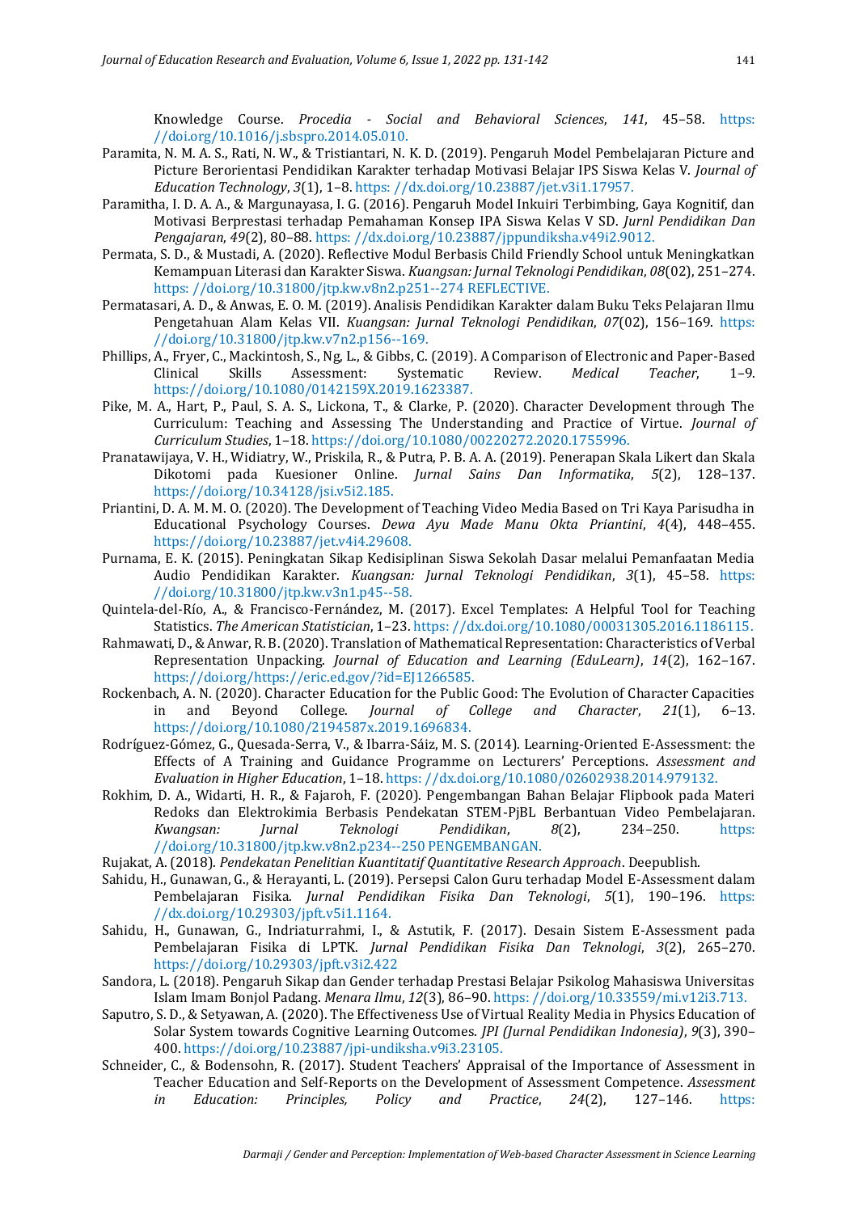Knowledge Course. *Procedia - Social and Behavioral Sciences*, *141*, 45–58. https: //doi.org/10.1016/j.sbspro.2014.05.010.

Paramita, N. M. A. S., Rati, N. W., & Tristiantari, N. K. D. (2019). Pengaruh Model Pembelajaran Picture and Picture Berorientasi Pendidikan Karakter terhadap Motivasi Belajar IPS Siswa Kelas V. *Journal of Education Technology*, *3*(1), 1–8. https: //dx.doi.org/10.23887/jet.v3i1.17957.

Paramitha, I. D. A. A., & Margunayasa, I. G. (2016). Pengaruh Model Inkuiri Terbimbing, Gaya Kognitif, dan Motivasi Berprestasi terhadap Pemahaman Konsep IPA Siswa Kelas V SD. *Jurnl Pendidikan Dan Pengajaran*, *49*(2), 80–88. https: //dx.doi.org/10.23887/jppundiksha.v49i2.9012.

Permata, S. D., & Mustadi, A. (2020). Reflective Modul Berbasis Child Friendly School untuk Meningkatkan Kemampuan Literasi dan Karakter Siswa. *Kuangsan: Jurnal Teknologi Pendidikan*, *08*(02), 251–274. https: //doi.org/10.31800/jtp.kw.v8n2.p251--274 REFLECTIVE.

Permatasari, A. D., & Anwas, E. O. M. (2019). Analisis Pendidikan Karakter dalam Buku Teks Pelajaran Ilmu Pengetahuan Alam Kelas VII. *Kuangsan: Jurnal Teknologi Pendidikan*, *07*(02), 156–169. https: //doi.org/10.31800/jtp.kw.v7n2.p156--169.

Phillips, A., Fryer, C., Mackintosh, S., Ng, L., & Gibbs, C. (2019). A Comparison of Electronic and Paper-Based Clinical Skills Assessment: Systematic Review. *Medical Teacher*, 1–9. https://doi.org/10.1080/0142159X.2019.1623387.

Pike, M. A., Hart, P., Paul, S. A. S., Lickona, T., & Clarke, P. (2020). Character Development through The Curriculum: Teaching and Assessing The Understanding and Practice of Virtue. *Journal of Curriculum Studies*, 1–18. https://doi.org/10.1080/00220272.2020.1755996.

Pranatawijaya, V. H., Widiatry, W., Priskila, R., & Putra, P. B. A. A. (2019). Penerapan Skala Likert dan Skala Dikotomi pada Kuesioner Online. *Jurnal Sains Dan Informatika*, *5*(2), 128–137. https://doi.org/10.34128/jsi.v5i2.185.

Priantini, D. A. M. M. O. (2020). The Development of Teaching Video Media Based on Tri Kaya Parisudha in Educational Psychology Courses. *Dewa Ayu Made Manu Okta Priantini*, *4*(4), 448–455. https://doi.org/10.23887/jet.v4i4.29608.

Purnama, E. K. (2015). Peningkatan Sikap Kedisiplinan Siswa Sekolah Dasar melalui Pemanfaatan Media Audio Pendidikan Karakter. *Kuangsan: Jurnal Teknologi Pendidikan*, *3*(1), 45–58. https: //doi.org/10.31800/jtp.kw.v3n1.p45--58.

Quintela-del-Río, A., & Francisco-Fernández, M. (2017). Excel Templates: A Helpful Tool for Teaching Statistics. *The American Statistician*, 1–23. https: //dx.doi.org/10.1080/00031305.2016.1186115.

Rahmawati, D., & Anwar, R. B. (2020). Translation of Mathematical Representation: Characteristics of Verbal Representation Unpacking. *Journal of Education and Learning (EduLearn)*, *14*(2), 162–167. https://doi.org/https://eric.ed.gov/?id=EJ1266585.

Rockenbach, A. N. (2020). Character Education for the Public Good: The Evolution of Character Capacities in and Beyond College. *Journal of College and Character*, *21*(1), 6–13. https://doi.org/10.1080/2194587x.2019.1696834.

Rodríguez-Gómez, G., Quesada-Serra, V., & Ibarra-Sáiz, M. S. (2014). Learning-Oriented E-Assessment: the Effects of A Training and Guidance Programme on Lecturers' Perceptions. *Assessment and Evaluation in Higher Education*, 1–18. https: //dx.doi.org/10.1080/02602938.2014.979132.

Rokhim, D. A., Widarti, H. R., & Fajaroh, F. (2020). Pengembangan Bahan Belajar Flipbook pada Materi Redoks dan Elektrokimia Berbasis Pendekatan STEM-PjBL Berbantuan Video Pembelajaran. *Kwangsan: Jurnal Teknologi Pendidikan*, *8*(2), 234–250. https: //doi.org/10.31800/jtp.kw.v8n2.p234--250 PENGEMBANGAN.

Rujakat, A. (2018). *Pendekatan Penelitian Kuantitatif Quantitative Research Approach*. Deepublish.

Sahidu, H., Gunawan, G., & Herayanti, L. (2019). Persepsi Calon Guru terhadap Model E-Assessment dalam Pembelajaran Fisika. *Jurnal Pendidikan Fisika Dan Teknologi*, *5*(1), 190–196. https: //dx.doi.org/10.29303/jpft.v5i1.1164.

Sahidu, H., Gunawan, G., Indriaturrahmi, I., & Astutik, F. (2017). Desain Sistem E-Assessment pada Pembelajaran Fisika di LPTK. *Jurnal Pendidikan Fisika Dan Teknologi*, *3*(2), 265–270. https://doi.org/10.29303/jpft.v3i2.422

Sandora, L. (2018). Pengaruh Sikap dan Gender terhadap Prestasi Belajar Psikolog Mahasiswa Universitas Islam Imam Bonjol Padang. *Menara Ilmu*, *12*(3), 86–90. https: //doi.org/10.33559/mi.v12i3.713.

Saputro, S. D., & Setyawan, A. (2020). The Effectiveness Use of Virtual Reality Media in Physics Education of Solar System towards Cognitive Learning Outcomes. *JPI (Jurnal Pendidikan Indonesia)*, *9*(3), 390–400. https://doi.org/10.23887/jpi-undiksha.v9i3.23105.

Schneider, C., & Bodensohn, R. (2017). Student Teachers' Appraisal of the Importance of Assessment in Teacher Education and Self-Reports on the Development of Assessment Competence. *Assessment in Education: Principles, Policy and Practice*, *24*(2), 127–146. https: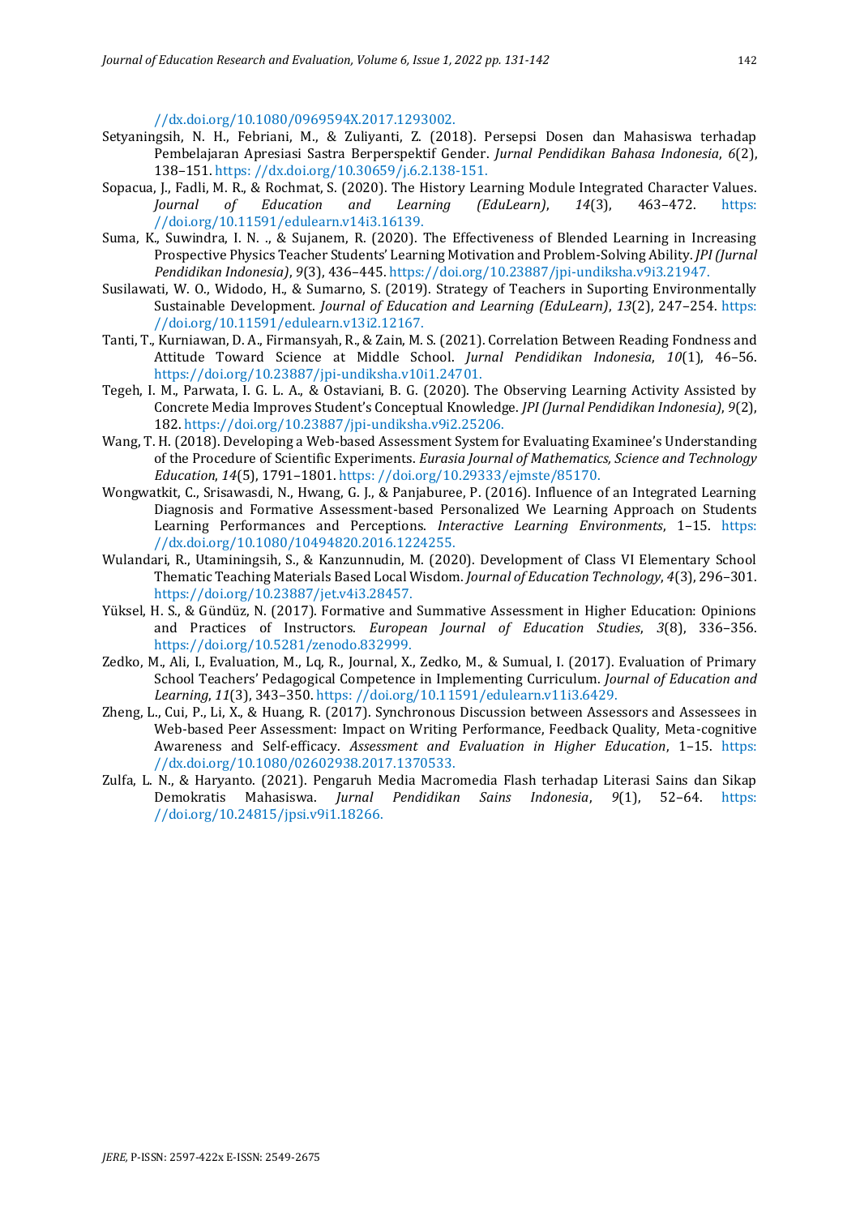//dx.doi.org/10.1080/0969594X.2017.1293002.

Setyaningsih, N. H., Febriani, M., & Zuliyanti, Z. (2018). Persepsi Dosen dan Mahasiswa terhadap Pembelajaran Apresiasi Sastra Berperspektif Gender. *Jurnal Pendidikan Bahasa Indonesia*, *6*(2), 138–151. https: //dx.doi.org/10.30659/j.6.2.138-151.

Sopacua, J., Fadli, M. R., & Rochmat, S. (2020). The History Learning Module Integrated Character Values. *Journal of Education and Learning (EduLearn)*, *14*(3), 463–472. https: //doi.org/10.11591/edulearn.v14i3.16139.

Suma, K., Suwindra, I. N. ., & Sujanem, R. (2020). The Effectiveness of Blended Learning in Increasing Prospective Physics Teacher Students' Learning Motivation and Problem-Solving Ability. *JPI (Jurnal Pendidikan Indonesia)*, *9*(3), 436–445. https://doi.org/10.23887/jpi-undiksha.v9i3.21947.

Susilawati, W. O., Widodo, H., & Sumarno, S. (2019). Strategy of Teachers in Suporting Environmentally Sustainable Development. *Journal of Education and Learning (EduLearn)*, *13*(2), 247–254. https: //doi.org/10.11591/edulearn.v13i2.12167.

Tanti, T., Kurniawan, D. A., Firmansyah, R., & Zain, M. S. (2021). Correlation Between Reading Fondness and Attitude Toward Science at Middle School. *Jurnal Pendidikan Indonesia*, *10*(1), 46–56. https://doi.org/10.23887/jpi-undiksha.v10i1.24701.

Tegeh, I. M., Parwata, I. G. L. A., & Ostaviani, B. G. (2020). The Observing Learning Activity Assisted by Concrete Media Improves Student's Conceptual Knowledge. *JPI (Jurnal Pendidikan Indonesia)*, *9*(2), 182. https://doi.org/10.23887/jpi-undiksha.v9i2.25206.

Wang, T. H. (2018). Developing a Web-based Assessment System for Evaluating Examinee's Understanding of the Procedure of Scientific Experiments. *Eurasia Journal of Mathematics, Science and Technology Education*, *14*(5), 1791–1801. https: //doi.org/10.29333/ejmste/85170.

Wongwatkit, C., Srisawasdi, N., Hwang, G. J., & Panjaburee, P. (2016). Influence of an Integrated Learning Diagnosis and Formative Assessment-based Personalized We Learning Approach on Students Learning Performances and Perceptions. *Interactive Learning Environments*, 1–15. https: //dx.doi.org/10.1080/10494820.2016.1224255.

Wulandari, R., Utaminingsih, S., & Kanzunnudin, M. (2020). Development of Class VI Elementary School Thematic Teaching Materials Based Local Wisdom. *Journal of Education Technology*, *4*(3), 296–301. https://doi.org/10.23887/jet.v4i3.28457.

Yüksel, H. S., & Gündüz, N. (2017). Formative and Summative Assessment in Higher Education: Opinions and Practices of Instructors. *European Journal of Education Studies*, *3*(8), 336–356. https://doi.org/10.5281/zenodo.832999.

Zedko, M., Ali, I., Evaluation, M., Lq, R., Journal, X., Zedko, M., & Sumual, I. (2017). Evaluation of Primary School Teachers' Pedagogical Competence in Implementing Curriculum. *Journal of Education and Learning*, *11*(3), 343–350. https: //doi.org/10.11591/edulearn.v11i3.6429.

Zheng, L., Cui, P., Li, X., & Huang, R. (2017). Synchronous Discussion between Assessors and Assessees in Web-based Peer Assessment: Impact on Writing Performance, Feedback Quality, Meta-cognitive Awareness and Self-efficacy. *Assessment and Evaluation in Higher Education*, 1–15. https: //dx.doi.org/10.1080/02602938.2017.1370533.

Zulfa, L. N., & Haryanto. (2021). Pengaruh Media Macromedia Flash terhadap Literasi Sains dan Sikap Demokratis Mahasiswa. *Jurnal Pendidikan Sains Indonesia*, *9*(1), 52–64. https: //doi.org/10.24815/jpsi.v9i1.18266.